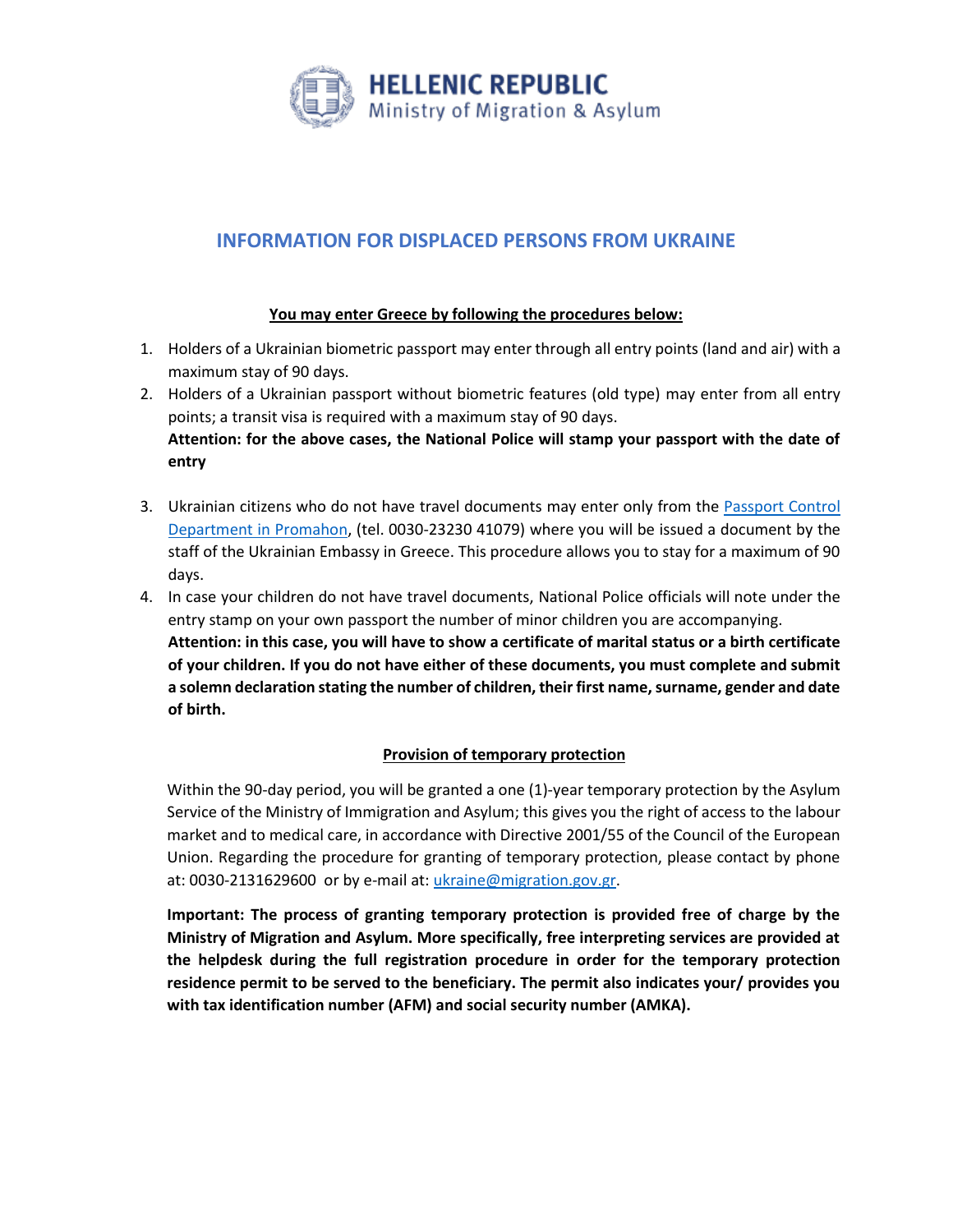**HELLENIC REPUBLIC**
Ministry of Migration & Asylum

# INFORMATION FOR DISPLACED PERSONS FROM UKRAINE

**You may enter Greece by following the procedures below:**

1. Holders of a Ukrainian biometric passport may enter through all entry points (land and air) with a maximum stay of 90 days.
2. Holders of a Ukrainian passport without biometric features (old type) may enter from all entry points; a transit visa is required with a maximum stay of 90 days.
   **Attention: for the above cases, the National Police will stamp your passport with the date of entry**

3. Ukrainian citizens who do not have travel documents may enter only from the Passport Control Department in Promahon, (tel. 0030-23230 41079) where you will be issued a document by the staff of the Ukrainian Embassy in Greece. This procedure allows you to stay for a maximum of 90 days.
4. In case your children do not have travel documents, National Police officials will note under the entry stamp on your own passport the number of minor children you are accompanying.
   **Attention: in this case, you will have to show a certificate of marital status or a birth certificate of your children. If you do not have either of these documents, you must complete and submit a solemn declaration stating the number of children, their first name, surname, gender and date of birth.**

**Provision of temporary protection**

Within the 90-day period, you will be granted a one (1)-year temporary protection by the Asylum Service of the Ministry of Immigration and Asylum; this gives you the right of access to the labour market and to medical care, in accordance with Directive 2001/55 of the Council of the European Union. Regarding the procedure for granting of temporary protection, please contact by phone at: 0030-2131629600 or by e-mail at: ukraine@migration.gov.gr.

**Important: The process of granting temporary protection is provided free of charge by the Ministry of Migration and Asylum. More specifically, free interpreting services are provided at the helpdesk during the full registration procedure in order for the temporary protection residence permit to be served to the beneficiary. The permit also indicates your/ provides you with tax identification number (AFM) and social security number (AMKA).**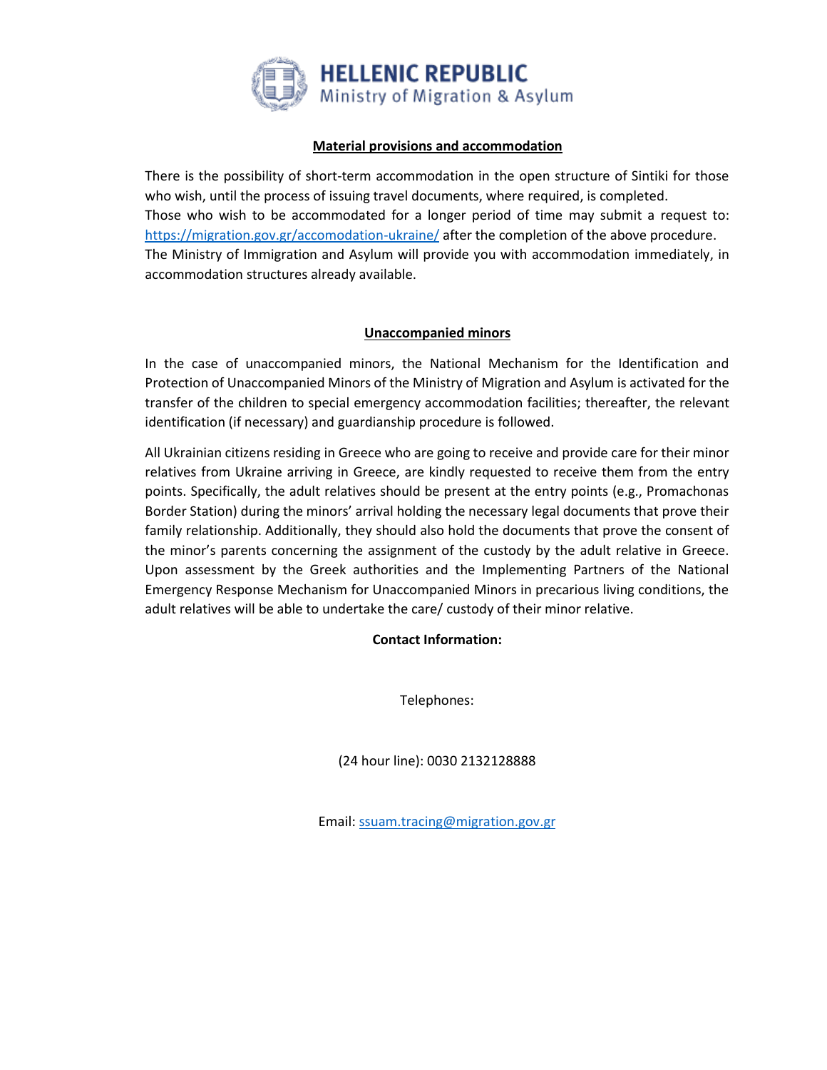**HELLENIC REPUBLIC**
Ministry of Migration & Asylum

## Material provisions and accommodation

There is the possibility of short-term accommodation in the open structure of Sintiki for those who wish, until the process of issuing travel documents, where required, is completed.
Those who wish to be accommodated for a longer period of time may submit a request to: https://migration.gov.gr/accomodation-ukraine/ after the completion of the above procedure.
The Ministry of Immigration and Asylum will provide you with accommodation immediately, in accommodation structures already available.

## Unaccompanied minors

In the case of unaccompanied minors, the National Mechanism for the Identification and Protection of Unaccompanied Minors of the Ministry of Migration and Asylum is activated for the transfer of the children to special emergency accommodation facilities; thereafter, the relevant identification (if necessary) and guardianship procedure is followed.

All Ukrainian citizens residing in Greece who are going to receive and provide care for their minor relatives from Ukraine arriving in Greece, are kindly requested to receive them from the entry points. Specifically, the adult relatives should be present at the entry points (e.g., Promachonas Border Station) during the minors' arrival holding the necessary legal documents that prove their family relationship. Additionally, they should also hold the documents that prove the consent of the minor's parents concerning the assignment of the custody by the adult relative in Greece. Upon assessment by the Greek authorities and the Implementing Partners of the National Emergency Response Mechanism for Unaccompanied Minors in precarious living conditions, the adult relatives will be able to undertake the care/ custody of their minor relative.

**Contact Information:**

Telephones:

(24 hour line): 0030 2132128888

Email: ssuam.tracing@migration.gov.gr